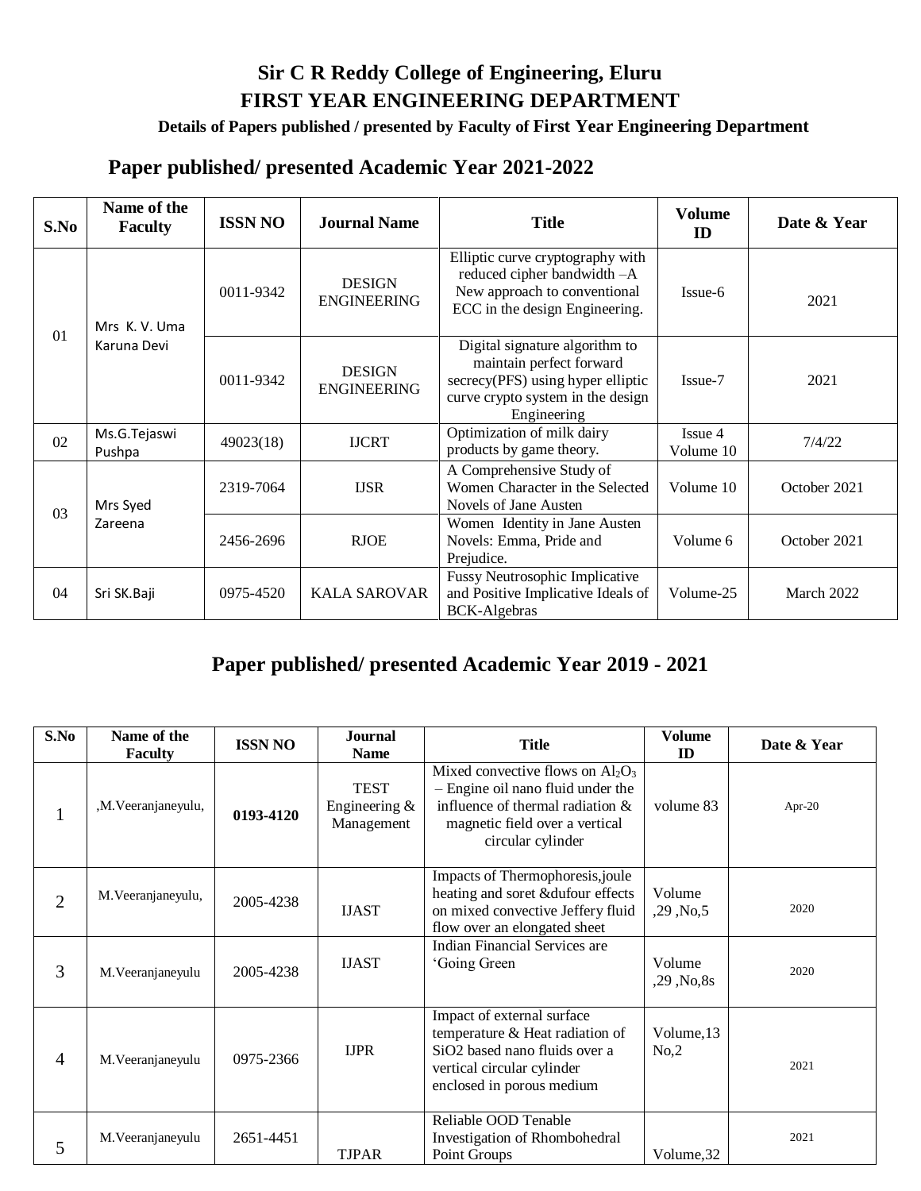# Sir C R Reddy College of Engineering, Eluru

## FIRST YEAR ENGINEERING DEPARTMENT

**Details of Papers published / presented by Faculty of First Year Engineering Department**

## Paper published/ presented Academic Year 2021-2022

| S.No | Name of the Faculty | ISSN NO | Journal Name | Title | Volume ID | Date & Year |
|---|---|---|---|---|---|---|
| 01 | Mrs K. V. Uma Karuna Devi | 0011-9342 | DESIGN ENGINEERING | Elliptic curve cryptography with reduced cipher bandwidth –A New approach to conventional ECC in the design Engineering. | Issue-6 | 2021 |
| | | 0011-9342 | DESIGN ENGINEERING | Digital signature algorithm to maintain perfect forward secrecy(PFS) using hyper elliptic curve crypto system in the design Engineering | Issue-7 | 2021 |
| 02 | Ms.G.Tejaswi Pushpa | 49023(18) | IJCRT | Optimization of milk dairy products by game theory. | Issue 4 Volume 10 | 7/4/22 |
| 03 | Mrs Syed Zareena | 2319-7064 | IJSR | A Comprehensive Study of Women Character in the Selected Novels of Jane Austen | Volume 10 | October 2021 |
| | | 2456-2696 | RJOE | Women Identity in Jane Austen Novels: Emma, Pride and Prejudice. | Volume 6 | October 2021 |
| 04 | Sri SK.Baji | 0975-4520 | KALA SAROVAR | Fussy Neutrosophic Implicative and Positive Implicative Ideals of BCK-Algebras | Volume-25 | March 2022 |

## Paper published/ presented Academic Year 2019 - 2021

| S.No | Name of the Faculty | ISSN NO | Journal Name | Title | Volume ID | Date & Year |
|---|---|---|---|---|---|---|
| 1 | ,M.Veeranjaneyulu, | **0193-4120** | TEST Engineering & Management | Mixed convective flows on $Al_2O_3$ – Engine oil nano fluid under the influence of thermal radiation & magnetic field over a vertical circular cylinder | volume 83 | Apr-20 |
| 2 | M.Veeranjaneyulu, | 2005-4238 | IJAST | Impacts of Thermophoresis,joule heating and soret &dufour effects on mixed convective Jeffery fluid flow over an elongated sheet | Volume ,29 ,No,5 | 2020 |
| 3 | M.Veeranjaneyulu | 2005-4238 | IJAST | Indian Financial Services are 'Going Green | Volume ,29 ,No,8s | 2020 |
| 4 | M.Veeranjaneyulu | 0975-2366 | IJPR | Impact of external surface temperature & Heat radiation of SiO2 based nano fluids over a vertical circular cylinder enclosed in porous medium | Volume,13 No,2 | 2021 |
| 5 | M.Veeranjaneyulu | 2651-4451 | TJPAR | Reliable OOD Tenable Investigation of Rhombohedral Point Groups | Volume,32 | 2021 |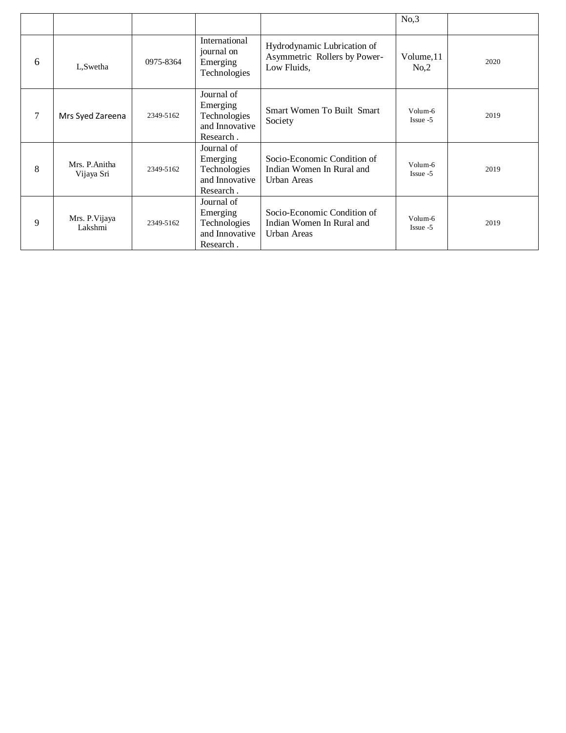| | | | | | | |
|---|---|---|---|---|---|---|
| | | | | | No,3 | |
| 6 | L,Swetha | 0975-8364 | International journal on Emerging Technologies | Hydrodynamic Lubrication of Asymmetric Rollers by Power-Low Fluids, | Volume,11 No,2 | 2020 |
| 7 | Mrs Syed Zareena | 2349-5162 | Journal of Emerging Technologies and Innovative Research . | Smart Women To Built Smart Society | Volum-6 Issue -5 | 2019 |
| 8 | Mrs. P.Anitha Vijaya Sri | 2349-5162 | Journal of Emerging Technologies and Innovative Research . | Socio-Economic Condition of Indian Women In Rural and Urban Areas | Volum-6 Issue -5 | 2019 |
| 9 | Mrs. P.Vijaya Lakshmi | 2349-5162 | Journal of Emerging Technologies and Innovative Research . | Socio-Economic Condition of Indian Women In Rural and Urban Areas | Volum-6 Issue -5 | 2019 |